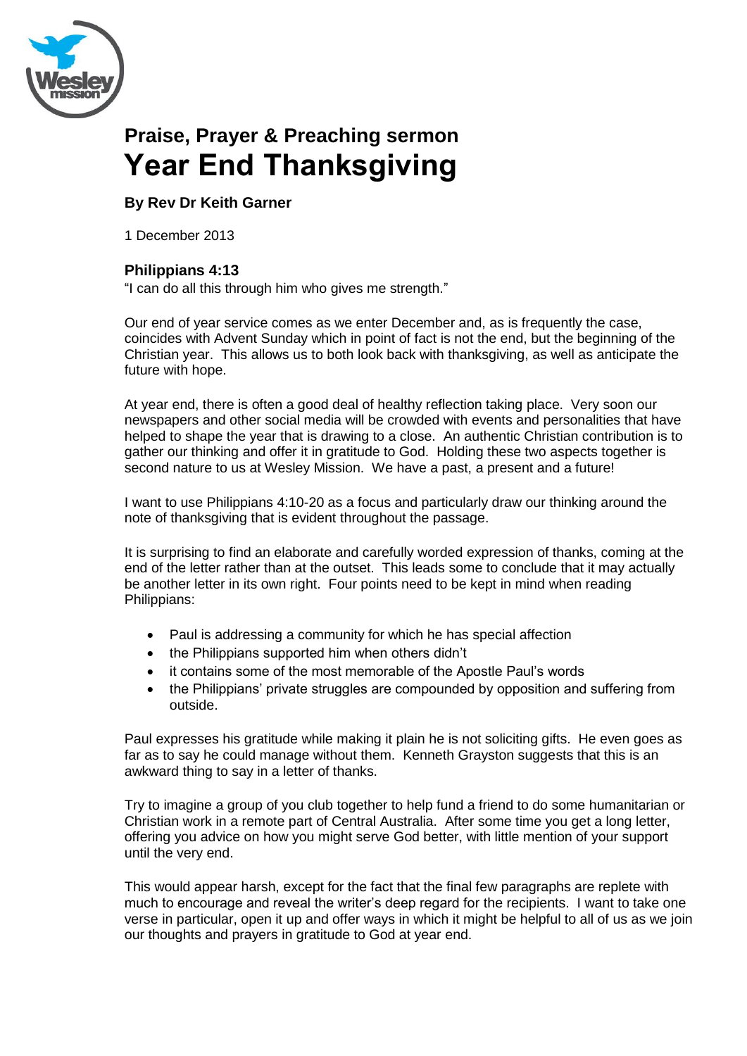## Praise, Prayer & Preaching sermon

# Year End Thanksgiving

**By Rev Dr Keith Garner**

1 December 2013

### Philippians 4:13

"I can do all this through him who gives me strength."

Our end of year service comes as we enter December and, as is frequently the case, coincides with Advent Sunday which in point of fact is not the end, but the beginning of the Christian year. This allows us to both look back with thanksgiving, as well as anticipate the future with hope.

At year end, there is often a good deal of healthy reflection taking place. Very soon our newspapers and other social media will be crowded with events and personalities that have helped to shape the year that is drawing to a close. An authentic Christian contribution is to gather our thinking and offer it in gratitude to God. Holding these two aspects together is second nature to us at Wesley Mission. We have a past, a present and a future!

I want to use Philippians 4:10-20 as a focus and particularly draw our thinking around the note of thanksgiving that is evident throughout the passage.

It is surprising to find an elaborate and carefully worded expression of thanks, coming at the end of the letter rather than at the outset. This leads some to conclude that it may actually be another letter in its own right. Four points need to be kept in mind when reading Philippians:

- Paul is addressing a community for which he has special affection
- the Philippians supported him when others didn't
- it contains some of the most memorable of the Apostle Paul's words
- the Philippians' private struggles are compounded by opposition and suffering from outside.

Paul expresses his gratitude while making it plain he is not soliciting gifts. He even goes as far as to say he could manage without them. Kenneth Grayston suggests that this is an awkward thing to say in a letter of thanks.

Try to imagine a group of you club together to help fund a friend to do some humanitarian or Christian work in a remote part of Central Australia. After some time you get a long letter, offering you advice on how you might serve God better, with little mention of your support until the very end.

This would appear harsh, except for the fact that the final few paragraphs are replete with much to encourage and reveal the writer's deep regard for the recipients. I want to take one verse in particular, open it up and offer ways in which it might be helpful to all of us as we join our thoughts and prayers in gratitude to God at year end.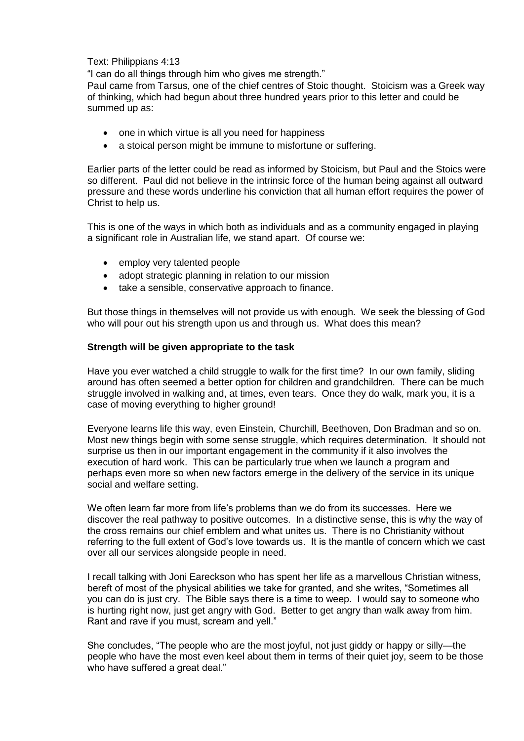Text: Philippians 4:13

"I can do all things through him who gives me strength."

Paul came from Tarsus, one of the chief centres of Stoic thought. Stoicism was a Greek way of thinking, which had begun about three hundred years prior to this letter and could be summed up as:

- one in which virtue is all you need for happiness
- a stoical person might be immune to misfortune or suffering.

Earlier parts of the letter could be read as informed by Stoicism, but Paul and the Stoics were so different. Paul did not believe in the intrinsic force of the human being against all outward pressure and these words underline his conviction that all human effort requires the power of Christ to help us.

This is one of the ways in which both as individuals and as a community engaged in playing a significant role in Australian life, we stand apart. Of course we:

- employ very talented people
- adopt strategic planning in relation to our mission
- take a sensible, conservative approach to finance.

But those things in themselves will not provide us with enough. We seek the blessing of God who will pour out his strength upon us and through us. What does this mean?

**Strength will be given appropriate to the task**

Have you ever watched a child struggle to walk for the first time? In our own family, sliding around has often seemed a better option for children and grandchildren. There can be much struggle involved in walking and, at times, even tears. Once they do walk, mark you, it is a case of moving everything to higher ground!

Everyone learns life this way, even Einstein, Churchill, Beethoven, Don Bradman and so on. Most new things begin with some sense struggle, which requires determination. It should not surprise us then in our important engagement in the community if it also involves the execution of hard work. This can be particularly true when we launch a program and perhaps even more so when new factors emerge in the delivery of the service in its unique social and welfare setting.

We often learn far more from life's problems than we do from its successes. Here we discover the real pathway to positive outcomes. In a distinctive sense, this is why the way of the cross remains our chief emblem and what unites us. There is no Christianity without referring to the full extent of God's love towards us. It is the mantle of concern which we cast over all our services alongside people in need.

I recall talking with Joni Eareckson who has spent her life as a marvellous Christian witness, bereft of most of the physical abilities we take for granted, and she writes, "Sometimes all you can do is just cry. The Bible says there is a time to weep. I would say to someone who is hurting right now, just get angry with God. Better to get angry than walk away from him. Rant and rave if you must, scream and yell."

She concludes, "The people who are the most joyful, not just giddy or happy or silly—the people who have the most even keel about them in terms of their quiet joy, seem to be those who have suffered a great deal."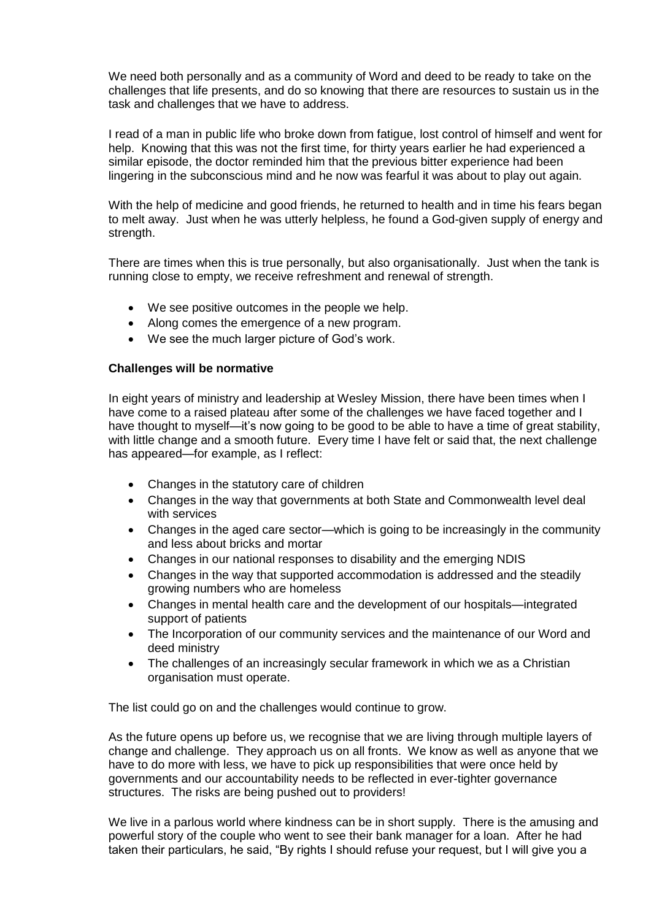We need both personally and as a community of Word and deed to be ready to take on the challenges that life presents, and do so knowing that there are resources to sustain us in the task and challenges that we have to address.

I read of a man in public life who broke down from fatigue, lost control of himself and went for help. Knowing that this was not the first time, for thirty years earlier he had experienced a similar episode, the doctor reminded him that the previous bitter experience had been lingering in the subconscious mind and he now was fearful it was about to play out again.

With the help of medicine and good friends, he returned to health and in time his fears began to melt away. Just when he was utterly helpless, he found a God-given supply of energy and strength.

There are times when this is true personally, but also organisationally. Just when the tank is running close to empty, we receive refreshment and renewal of strength.

- We see positive outcomes in the people we help.
- Along comes the emergence of a new program.
- We see the much larger picture of God's work.

**Challenges will be normative**

In eight years of ministry and leadership at Wesley Mission, there have been times when I have come to a raised plateau after some of the challenges we have faced together and I have thought to myself—it's now going to be good to be able to have a time of great stability, with little change and a smooth future. Every time I have felt or said that, the next challenge has appeared—for example, as I reflect:

- Changes in the statutory care of children
- Changes in the way that governments at both State and Commonwealth level deal with services
- Changes in the aged care sector—which is going to be increasingly in the community and less about bricks and mortar
- Changes in our national responses to disability and the emerging NDIS
- Changes in the way that supported accommodation is addressed and the steadily growing numbers who are homeless
- Changes in mental health care and the development of our hospitals—integrated support of patients
- The Incorporation of our community services and the maintenance of our Word and deed ministry
- The challenges of an increasingly secular framework in which we as a Christian organisation must operate.

The list could go on and the challenges would continue to grow.

As the future opens up before us, we recognise that we are living through multiple layers of change and challenge. They approach us on all fronts. We know as well as anyone that we have to do more with less, we have to pick up responsibilities that were once held by governments and our accountability needs to be reflected in ever-tighter governance structures. The risks are being pushed out to providers!

We live in a parlous world where kindness can be in short supply. There is the amusing and powerful story of the couple who went to see their bank manager for a loan. After he had taken their particulars, he said, "By rights I should refuse your request, but I will give you a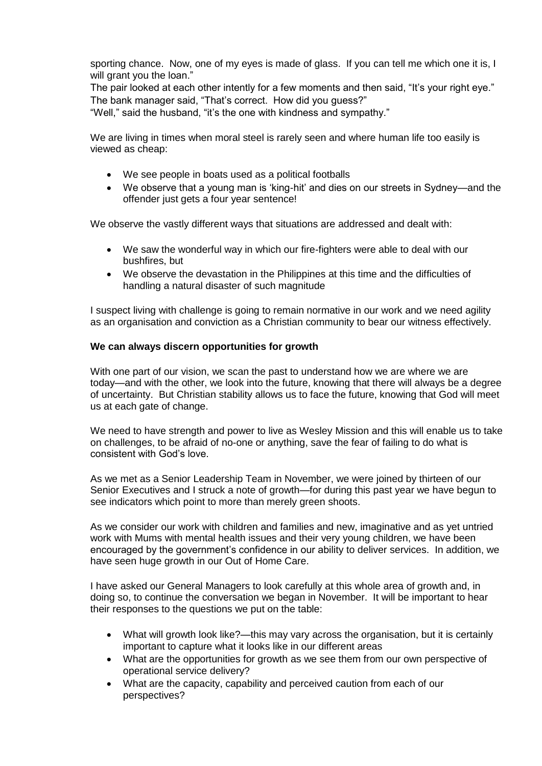sporting chance. Now, one of my eyes is made of glass. If you can tell me which one it is, I will grant you the loan."

The pair looked at each other intently for a few moments and then said, "It's your right eye."

The bank manager said, "That's correct. How did you guess?"

"Well," said the husband, "it's the one with kindness and sympathy."

We are living in times when moral steel is rarely seen and where human life too easily is viewed as cheap:

- We see people in boats used as a political footballs
- We observe that a young man is 'king-hit' and dies on our streets in Sydney—and the offender just gets a four year sentence!

We observe the vastly different ways that situations are addressed and dealt with:

- We saw the wonderful way in which our fire-fighters were able to deal with our bushfires, but
- We observe the devastation in the Philippines at this time and the difficulties of handling a natural disaster of such magnitude

I suspect living with challenge is going to remain normative in our work and we need agility as an organisation and conviction as a Christian community to bear our witness effectively.

**We can always discern opportunities for growth**

With one part of our vision, we scan the past to understand how we are where we are today—and with the other, we look into the future, knowing that there will always be a degree of uncertainty. But Christian stability allows us to face the future, knowing that God will meet us at each gate of change.

We need to have strength and power to live as Wesley Mission and this will enable us to take on challenges, to be afraid of no-one or anything, save the fear of failing to do what is consistent with God's love.

As we met as a Senior Leadership Team in November, we were joined by thirteen of our Senior Executives and I struck a note of growth—for during this past year we have begun to see indicators which point to more than merely green shoots.

As we consider our work with children and families and new, imaginative and as yet untried work with Mums with mental health issues and their very young children, we have been encouraged by the government's confidence in our ability to deliver services. In addition, we have seen huge growth in our Out of Home Care.

I have asked our General Managers to look carefully at this whole area of growth and, in doing so, to continue the conversation we began in November. It will be important to hear their responses to the questions we put on the table:

- What will growth look like?—this may vary across the organisation, but it is certainly important to capture what it looks like in our different areas
- What are the opportunities for growth as we see them from our own perspective of operational service delivery?
- What are the capacity, capability and perceived caution from each of our perspectives?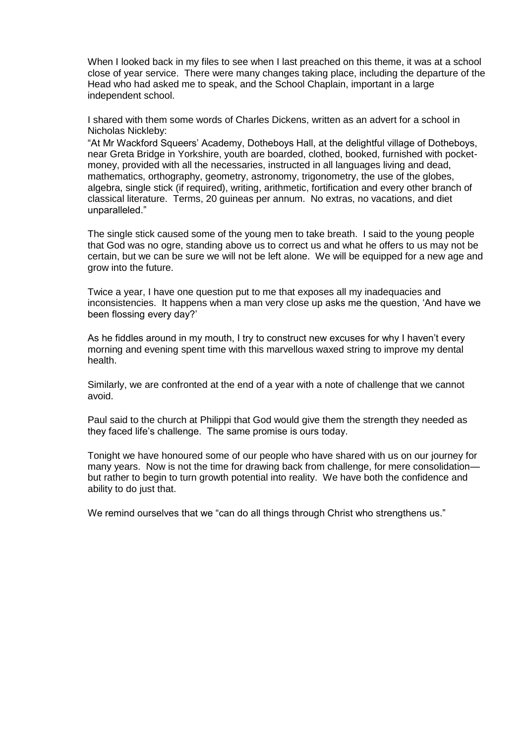When I looked back in my files to see when I last preached on this theme, it was at a school close of year service. There were many changes taking place, including the departure of the Head who had asked me to speak, and the School Chaplain, important in a large independent school.

I shared with them some words of Charles Dickens, written as an advert for a school in Nicholas Nickleby:

"At Mr Wackford Squeers' Academy, Dotheboys Hall, at the delightful village of Dotheboys, near Greta Bridge in Yorkshire, youth are boarded, clothed, booked, furnished with pocket-money, provided with all the necessaries, instructed in all languages living and dead, mathematics, orthography, geometry, astronomy, trigonometry, the use of the globes, algebra, single stick (if required), writing, arithmetic, fortification and every other branch of classical literature. Terms, 20 guineas per annum. No extras, no vacations, and diet unparalleled."

The single stick caused some of the young men to take breath. I said to the young people that God was no ogre, standing above us to correct us and what he offers to us may not be certain, but we can be sure we will not be left alone. We will be equipped for a new age and grow into the future.

Twice a year, I have one question put to me that exposes all my inadequacies and inconsistencies. It happens when a man very close up asks me the question, 'And have we been flossing every day?'

As he fiddles around in my mouth, I try to construct new excuses for why I haven't every morning and evening spent time with this marvellous waxed string to improve my dental health.

Similarly, we are confronted at the end of a year with a note of challenge that we cannot avoid.

Paul said to the church at Philippi that God would give them the strength they needed as they faced life's challenge. The same promise is ours today.

Tonight we have honoured some of our people who have shared with us on our journey for many years. Now is not the time for drawing back from challenge, for mere consolidation—but rather to begin to turn growth potential into reality. We have both the confidence and ability to do just that.

We remind ourselves that we "can do all things through Christ who strengthens us."